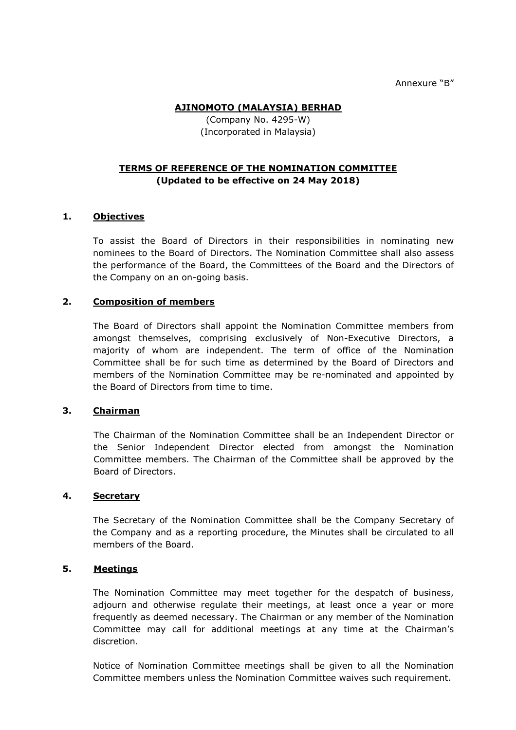Annexure "B"

# AJINOMOTO (MALAYSIA) BERHAD

(Company No. 4295-W)
(Incorporated in Malaysia)

## TERMS OF REFERENCE OF THE NOMINATION COMMITTEE
**(Updated to be effective on 24 May 2018)**

### 1. Objectives

To assist the Board of Directors in their responsibilities in nominating new nominees to the Board of Directors. The Nomination Committee shall also assess the performance of the Board, the Committees of the Board and the Directors of the Company on an on-going basis.

### 2. Composition of members

The Board of Directors shall appoint the Nomination Committee members from amongst themselves, comprising exclusively of Non-Executive Directors, a majority of whom are independent. The term of office of the Nomination Committee shall be for such time as determined by the Board of Directors and members of the Nomination Committee may be re-nominated and appointed by the Board of Directors from time to time.

### 3. Chairman

The Chairman of the Nomination Committee shall be an Independent Director or the Senior Independent Director elected from amongst the Nomination Committee members. The Chairman of the Committee shall be approved by the Board of Directors.

### 4. Secretary

The Secretary of the Nomination Committee shall be the Company Secretary of the Company and as a reporting procedure, the Minutes shall be circulated to all members of the Board.

### 5. Meetings

The Nomination Committee may meet together for the despatch of business, adjourn and otherwise regulate their meetings, at least once a year or more frequently as deemed necessary. The Chairman or any member of the Nomination Committee may call for additional meetings at any time at the Chairman's discretion.

Notice of Nomination Committee meetings shall be given to all the Nomination Committee members unless the Nomination Committee waives such requirement.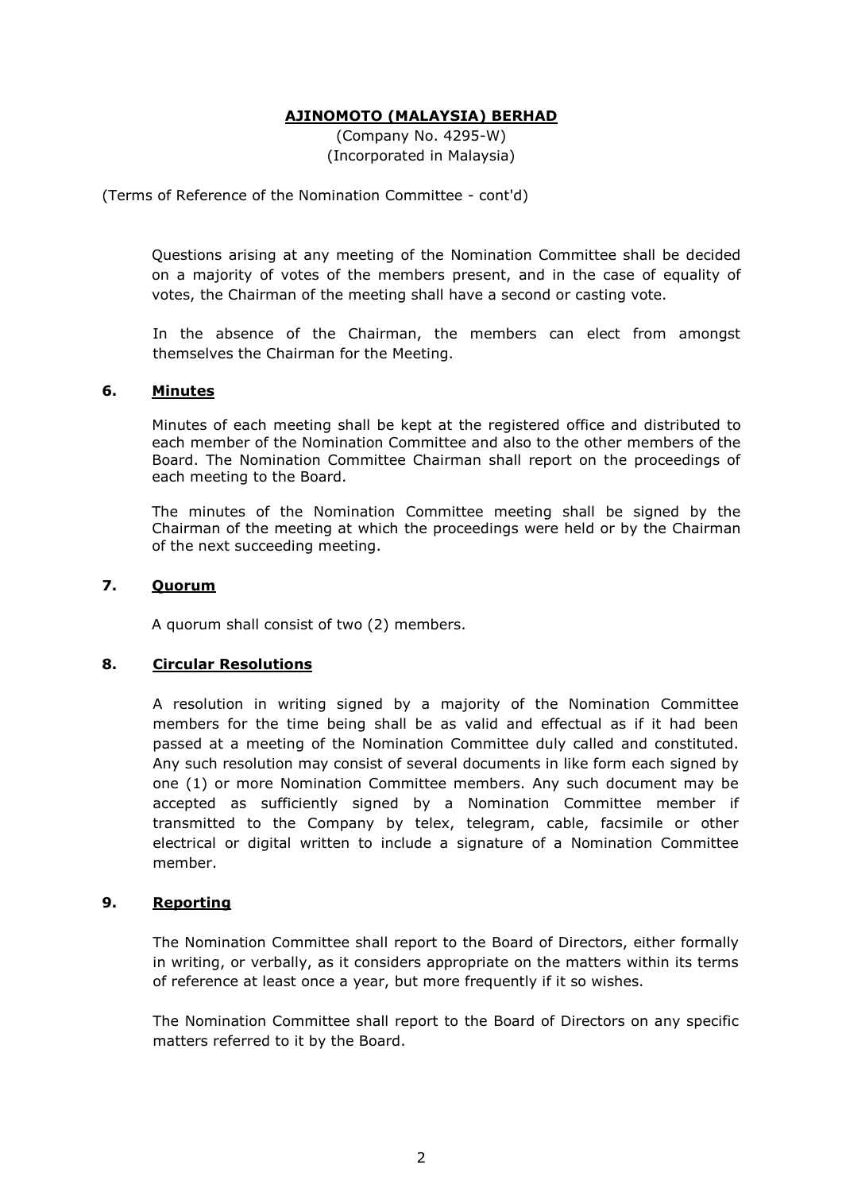**AJINOMOTO (MALAYSIA) BERHAD**
(Company No. 4295-W)
(Incorporated in Malaysia)

(Terms of Reference of the Nomination Committee - cont'd)

Questions arising at any meeting of the Nomination Committee shall be decided on a majority of votes of the members present, and in the case of equality of votes, the Chairman of the meeting shall have a second or casting vote.

In the absence of the Chairman, the members can elect from amongst themselves the Chairman for the Meeting.

## 6. Minutes

Minutes of each meeting shall be kept at the registered office and distributed to each member of the Nomination Committee and also to the other members of the Board. The Nomination Committee Chairman shall report on the proceedings of each meeting to the Board.

The minutes of the Nomination Committee meeting shall be signed by the Chairman of the meeting at which the proceedings were held or by the Chairman of the next succeeding meeting.

## 7. Quorum

A quorum shall consist of two (2) members.

## 8. Circular Resolutions

A resolution in writing signed by a majority of the Nomination Committee members for the time being shall be as valid and effectual as if it had been passed at a meeting of the Nomination Committee duly called and constituted. Any such resolution may consist of several documents in like form each signed by one (1) or more Nomination Committee members. Any such document may be accepted as sufficiently signed by a Nomination Committee member if transmitted to the Company by telex, telegram, cable, facsimile or other electrical or digital written to include a signature of a Nomination Committee member.

## 9. Reporting

The Nomination Committee shall report to the Board of Directors, either formally in writing, or verbally, as it considers appropriate on the matters within its terms of reference at least once a year, but more frequently if it so wishes.

The Nomination Committee shall report to the Board of Directors on any specific matters referred to it by the Board.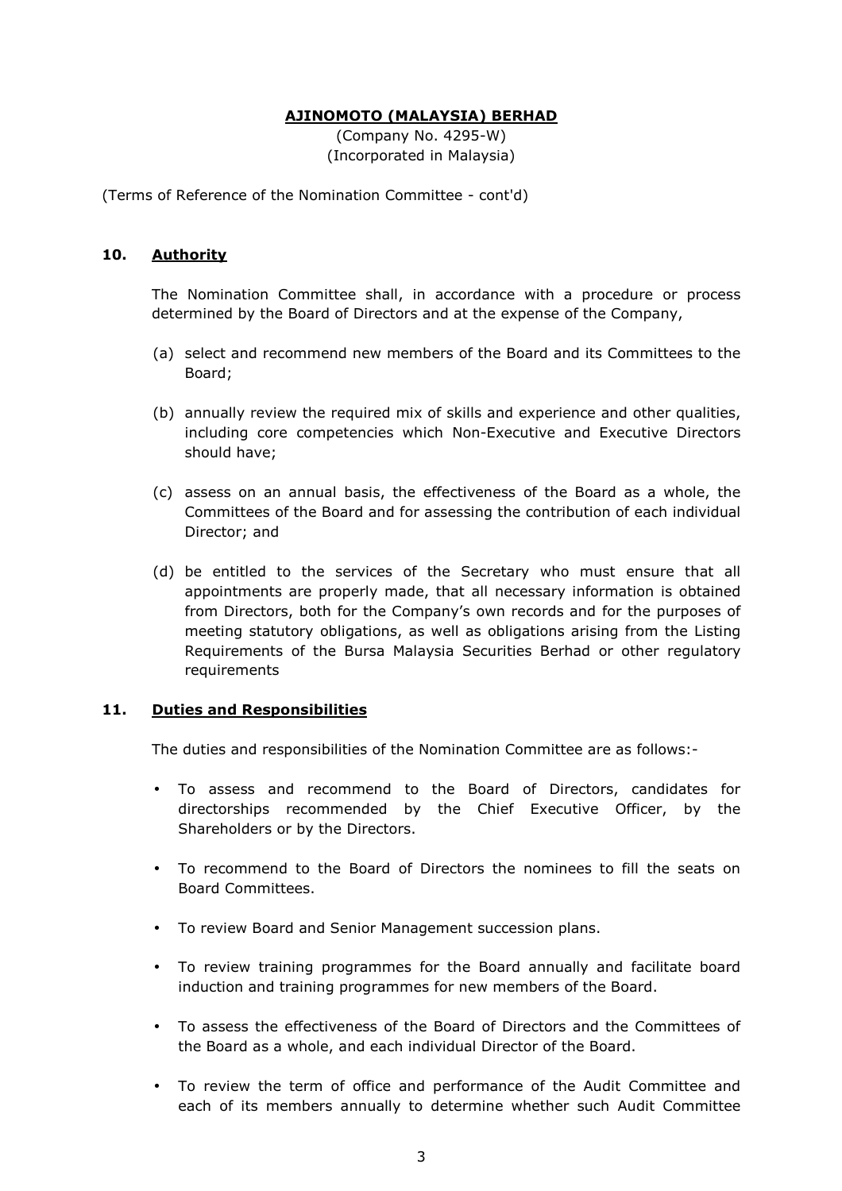**AJINOMOTO (MALAYSIA) BERHAD**
(Company No. 4295-W)
(Incorporated in Malaysia)

(Terms of Reference of the Nomination Committee - cont'd)

## 10. Authority

The Nomination Committee shall, in accordance with a procedure or process determined by the Board of Directors and at the expense of the Company,

(a) select and recommend new members of the Board and its Committees to the Board;

(b) annually review the required mix of skills and experience and other qualities, including core competencies which Non-Executive and Executive Directors should have;

(c) assess on an annual basis, the effectiveness of the Board as a whole, the Committees of the Board and for assessing the contribution of each individual Director; and

(d) be entitled to the services of the Secretary who must ensure that all appointments are properly made, that all necessary information is obtained from Directors, both for the Company's own records and for the purposes of meeting statutory obligations, as well as obligations arising from the Listing Requirements of the Bursa Malaysia Securities Berhad or other regulatory requirements

## 11. Duties and Responsibilities

The duties and responsibilities of the Nomination Committee are as follows:-

- To assess and recommend to the Board of Directors, candidates for directorships recommended by the Chief Executive Officer, by the Shareholders or by the Directors.
- To recommend to the Board of Directors the nominees to fill the seats on Board Committees.
- To review Board and Senior Management succession plans.
- To review training programmes for the Board annually and facilitate board induction and training programmes for new members of the Board.
- To assess the effectiveness of the Board of Directors and the Committees of the Board as a whole, and each individual Director of the Board.
- To review the term of office and performance of the Audit Committee and each of its members annually to determine whether such Audit Committee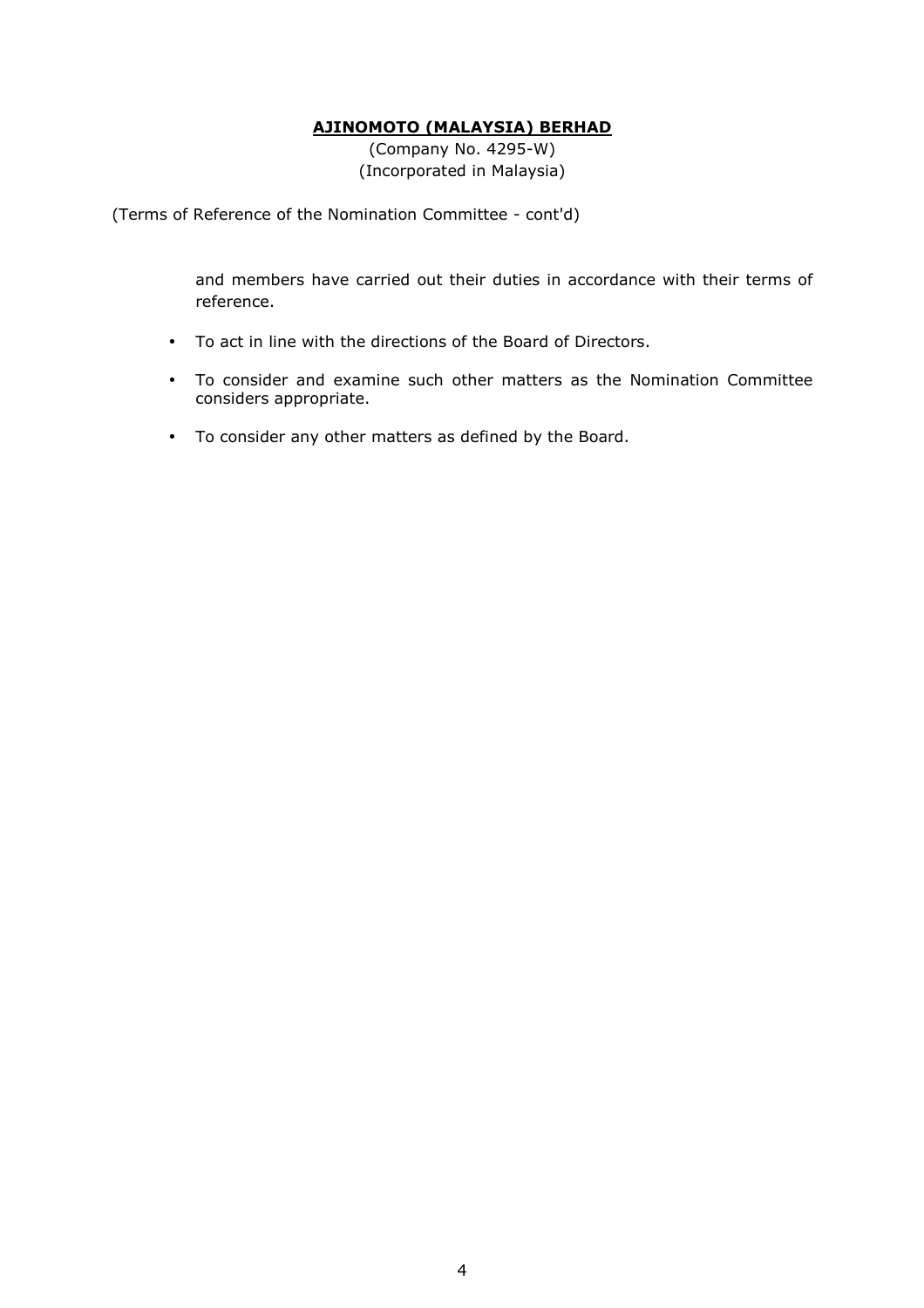**AJINOMOTO (MALAYSIA) BERHAD**

(Company No. 4295-W)
(Incorporated in Malaysia)

(Terms of Reference of the Nomination Committee - cont'd)

and members have carried out their duties in accordance with their terms of reference.

- To act in line with the directions of the Board of Directors.
- To consider and examine such other matters as the Nomination Committee considers appropriate.
- To consider any other matters as defined by the Board.